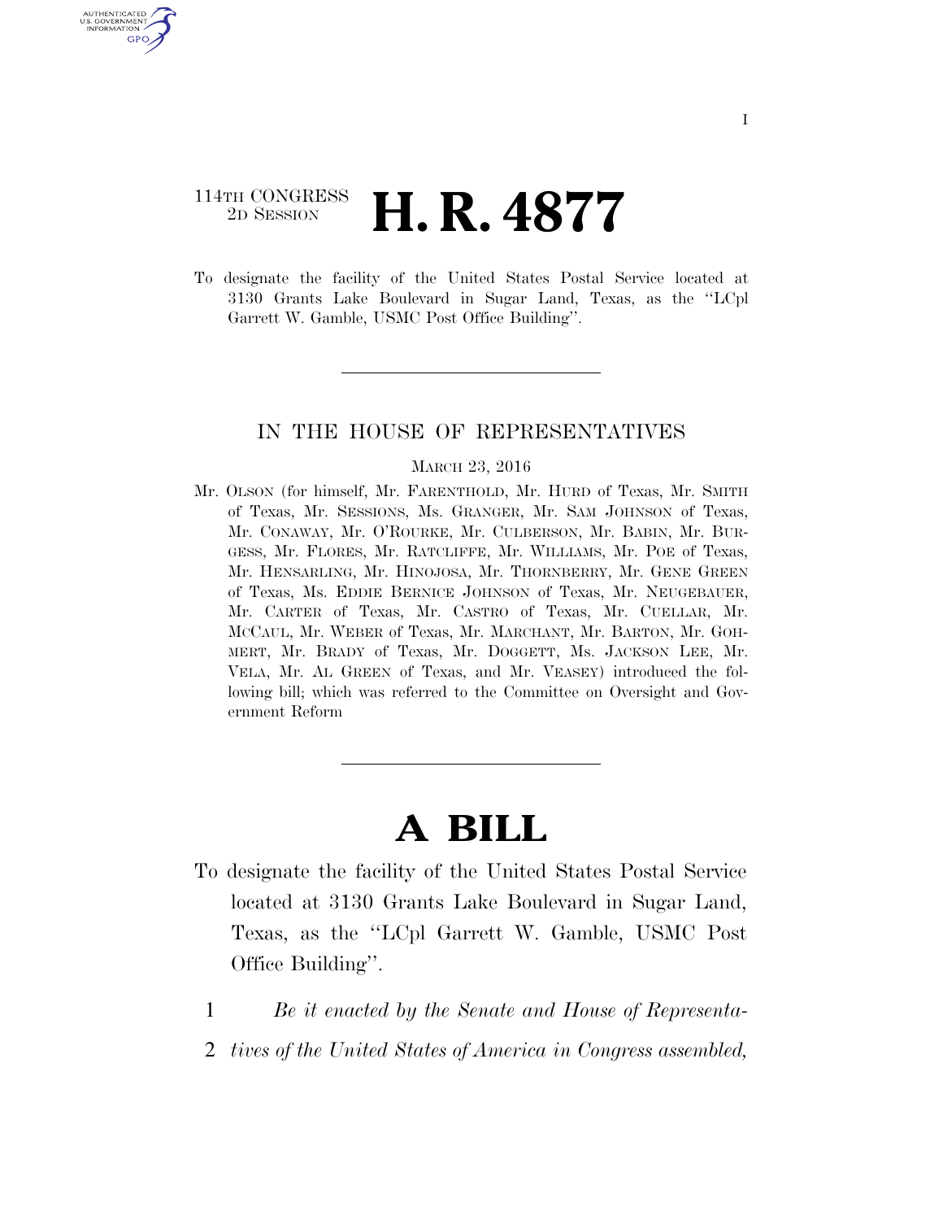114TH CONGRESS
2D SESSION

# H. R. 4877

To designate the facility of the United States Postal Service located at 3130 Grants Lake Boulevard in Sugar Land, Texas, as the ''LCpl Garrett W. Gamble, USMC Post Office Building''.

---

IN THE HOUSE OF REPRESENTATIVES

MARCH 23, 2016

Mr. OLSON (for himself, Mr. FARENTHOLD, Mr. HURD of Texas, Mr. SMITH of Texas, Mr. SESSIONS, Ms. GRANGER, Mr. SAM JOHNSON of Texas, Mr. CONAWAY, Mr. O'ROURKE, Mr. CULBERSON, Mr. BABIN, Mr. BURGESS, Mr. FLORES, Mr. RATCLIFFE, Mr. WILLIAMS, Mr. POE of Texas, Mr. HENSARLING, Mr. HINOJOSA, Mr. THORNBERRY, Mr. GENE GREEN of Texas, Ms. EDDIE BERNICE JOHNSON of Texas, Mr. NEUGEBAUER, Mr. CARTER of Texas, Mr. CASTRO of Texas, Mr. CUELLAR, Mr. MCCAUL, Mr. WEBER of Texas, Mr. MARCHANT, Mr. BARTON, Mr. GOHMERT, Mr. BRADY of Texas, Mr. DOGGETT, Ms. JACKSON LEE, Mr. VELA, Mr. AL GREEN of Texas, and Mr. VEASEY) introduced the following bill; which was referred to the Committee on Oversight and Government Reform

---

# A BILL

To designate the facility of the United States Postal Service located at 3130 Grants Lake Boulevard in Sugar Land, Texas, as the ''LCpl Garrett W. Gamble, USMC Post Office Building''.

1 *Be it enacted by the Senate and House of Representa-*
2 *tives of the United States of America in Congress assembled,*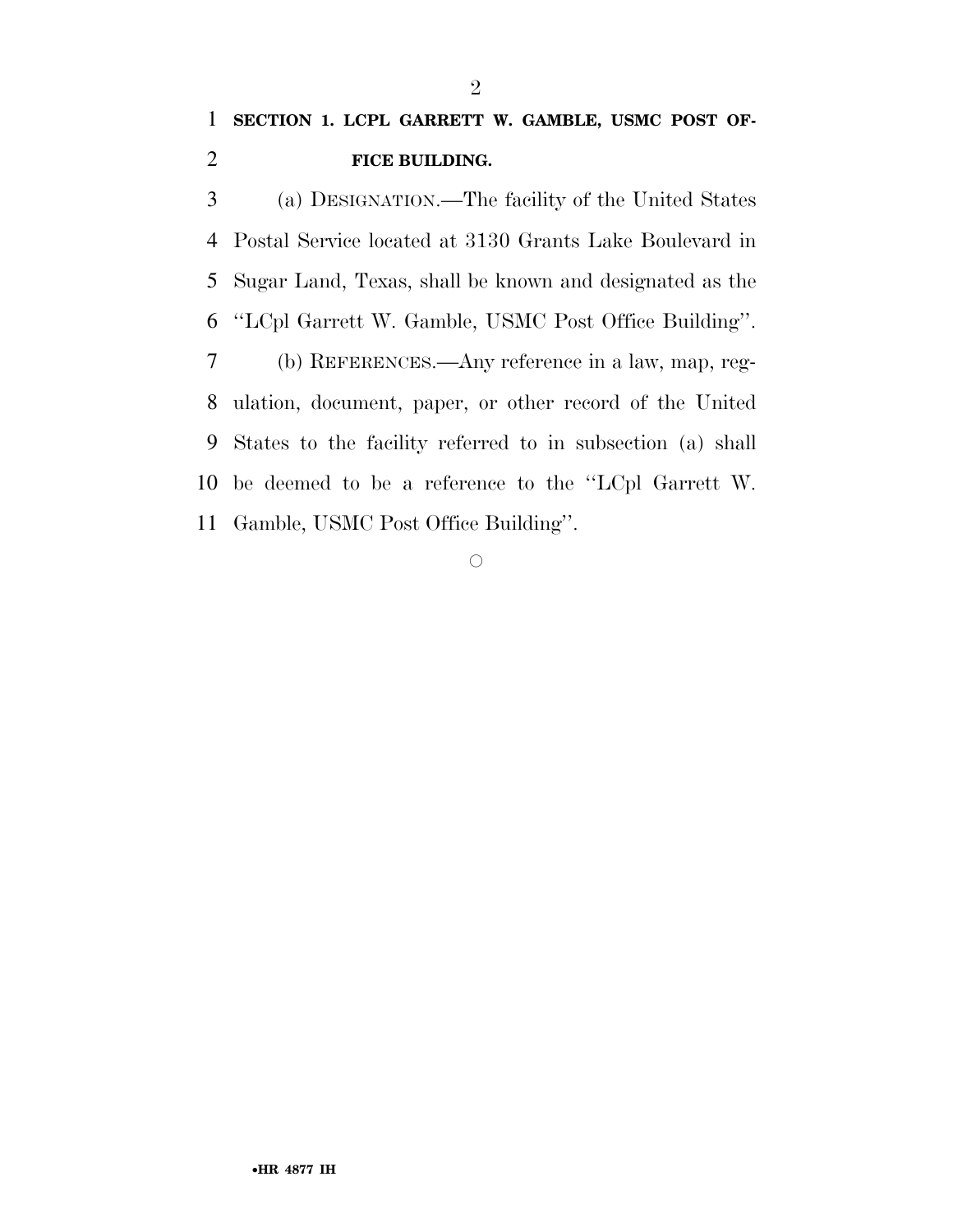**SECTION 1. LCPL GARRETT W. GAMBLE, USMC POST OFFICE BUILDING.**

(a) DESIGNATION.—The facility of the United States Postal Service located at 3130 Grants Lake Boulevard in Sugar Land, Texas, shall be known and designated as the "LCpl Garrett W. Gamble, USMC Post Office Building".

(b) REFERENCES.—Any reference in a law, map, regulation, document, paper, or other record of the United States to the facility referred to in subsection (a) shall be deemed to be a reference to the "LCpl Garrett W. Gamble, USMC Post Office Building".